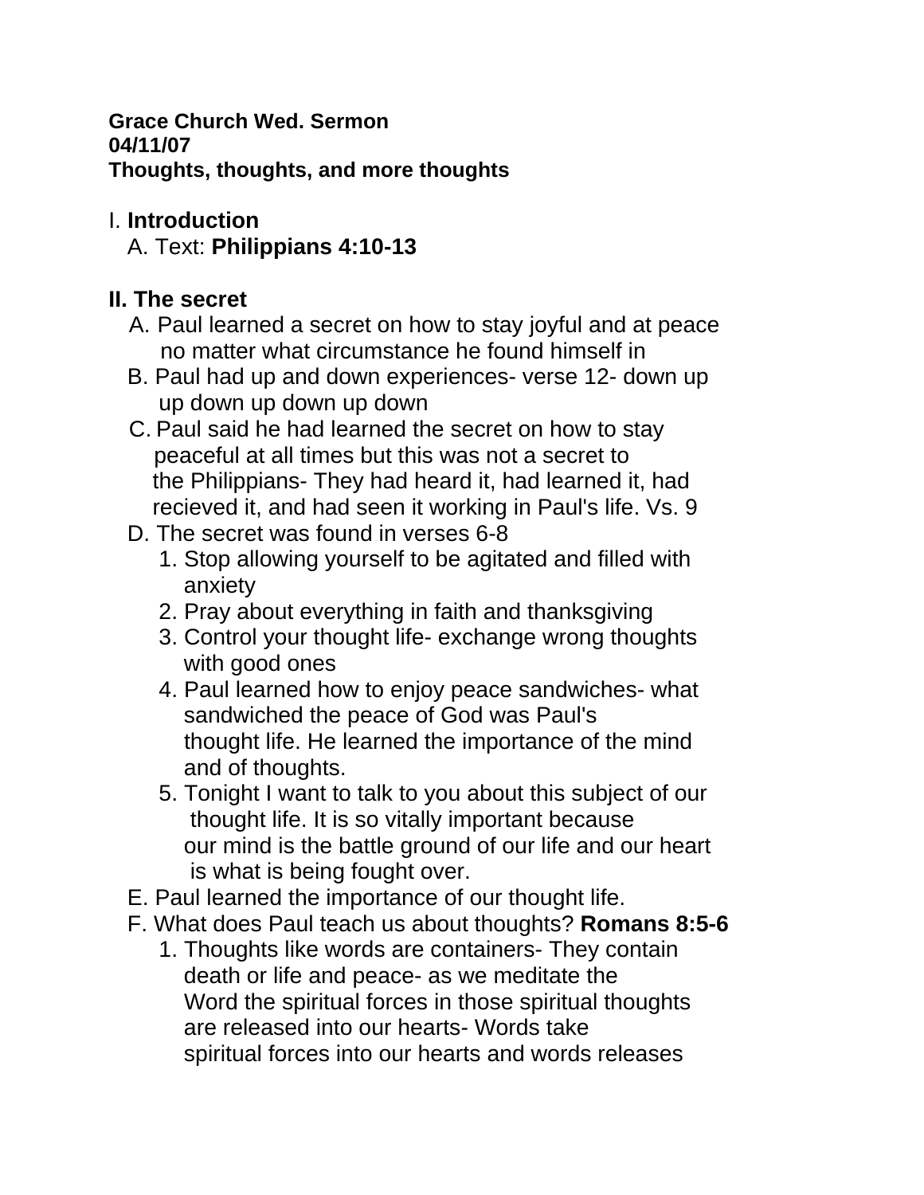**Grace Church Wed. Sermon**
**04/11/07**
**Thoughts, thoughts, and more thoughts**

I. **Introduction**

A. Text: **Philippians 4:10-13**

**II. The secret**

A. Paul learned a secret on how to stay joyful and at peace no matter what circumstance he found himself in

B. Paul had up and down experiences- verse 12- down up up down up down up down

C. Paul said he had learned the secret on how to stay peaceful at all times but this was not a secret to the Philippians- They had heard it, had learned it, had recieved it, and had seen it working in Paul's life. Vs. 9

D. The secret was found in verses 6-8

1. Stop allowing yourself to be agitated and filled with anxiety
2. Pray about everything in faith and thanksgiving
3. Control your thought life- exchange wrong thoughts with good ones
4. Paul learned how to enjoy peace sandwiches- what sandwiched the peace of God was Paul's thought life. He learned the importance of the mind and of thoughts.
5. Tonight I want to talk to you about this subject of our thought life. It is so vitally important because our mind is the battle ground of our life and our heart is what is being fought over.

E. Paul learned the importance of our thought life.

F. What does Paul teach us about thoughts? **Romans 8:5-6**

1. Thoughts like words are containers- They contain death or life and peace- as we meditate the Word the spiritual forces in those spiritual thoughts are released into our hearts- Words take spiritual forces into our hearts and words releases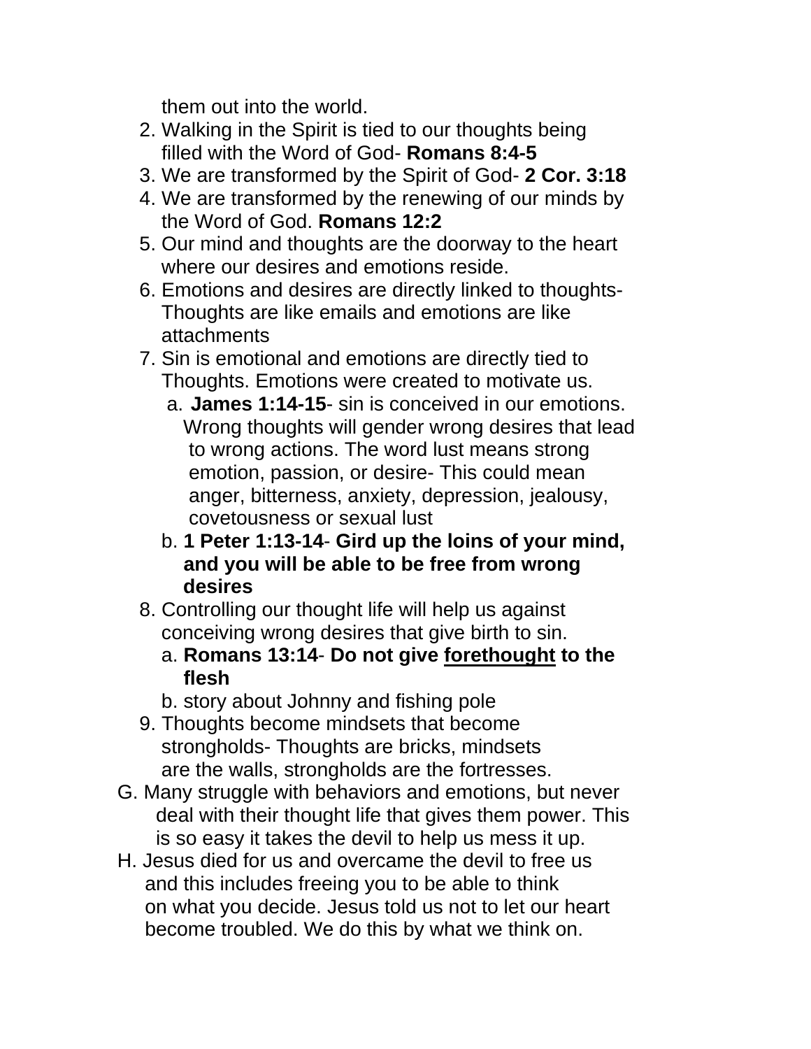them out into the world.

2. Walking in the Spirit is tied to our thoughts being filled with the Word of God- **Romans 8:4-5**
3. We are transformed by the Spirit of God- **2 Cor. 3:18**
4. We are transformed by the renewing of our minds by the Word of God. **Romans 12:2**
5. Our mind and thoughts are the doorway to the heart where our desires and emotions reside.
6. Emotions and desires are directly linked to thoughts- Thoughts are like emails and emotions are like attachments
7. Sin is emotional and emotions are directly tied to Thoughts. Emotions were created to motivate us.
   a. **James 1:14-15**- sin is conceived in our emotions. Wrong thoughts will gender wrong desires that lead to wrong actions. The word lust means strong emotion, passion, or desire- This could mean anger, bitterness, anxiety, depression, jealousy, covetousness or sexual lust
   b. **1 Peter 1:13-14**- **Gird up the loins of your mind, and you will be able to be free from wrong desires**
8. Controlling our thought life will help us against conceiving wrong desires that give birth to sin.
   a. **Romans 13:14**- **Do not give <u>forethought</u> to the flesh**
   b. story about Johnny and fishing pole
9. Thoughts become mindsets that become strongholds- Thoughts are bricks, mindsets are the walls, strongholds are the fortresses.

G. Many struggle with behaviors and emotions, but never deal with their thought life that gives them power. This is so easy it takes the devil to help us mess it up.

H. Jesus died for us and overcame the devil to free us and this includes freeing you to be able to think on what you decide. Jesus told us not to let our heart become troubled. We do this by what we think on.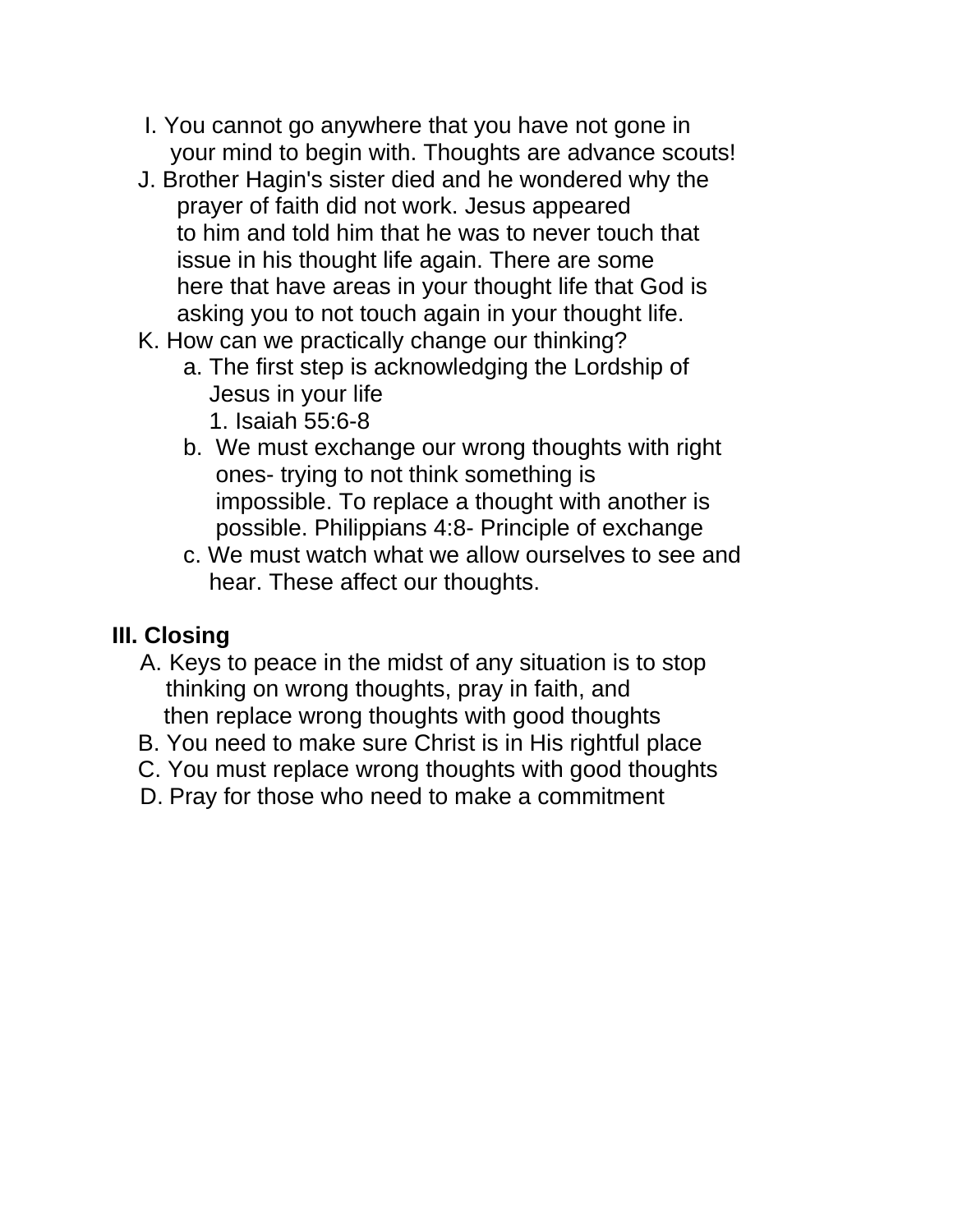I. You cannot go anywhere that you have not gone in your mind to begin with. Thoughts are advance scouts!

J. Brother Hagin's sister died and he wondered why the prayer of faith did not work. Jesus appeared to him and told him that he was to never touch that issue in his thought life again. There are some here that have areas in your thought life that God is asking you to not touch again in your thought life.

K. How can we practically change our thinking?

- a. The first step is acknowledging the Lordship of Jesus in your life
  1. Isaiah 55:6-8
- b. We must exchange our wrong thoughts with right ones- trying to not think something is impossible. To replace a thought with another is possible. Philippians 4:8- Principle of exchange
- c. We must watch what we allow ourselves to see and hear. These affect our thoughts.

**III. Closing**

A. Keys to peace in the midst of any situation is to stop thinking on wrong thoughts, pray in faith, and then replace wrong thoughts with good thoughts

B. You need to make sure Christ is in His rightful place

C. You must replace wrong thoughts with good thoughts

D. Pray for those who need to make a commitment